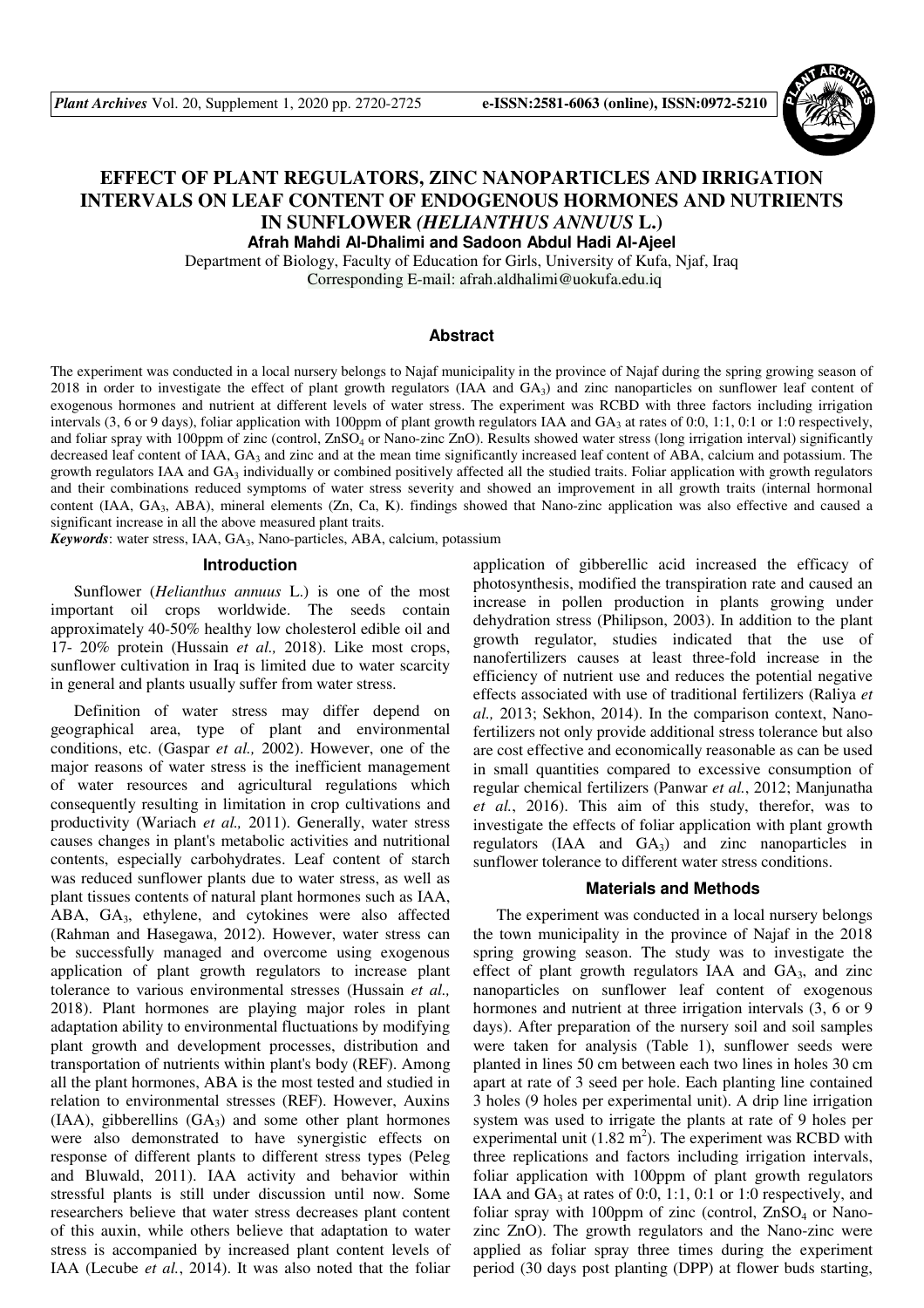# EFFECT OF PLANT REGULATORS, ZINC NANOPARTICLES AND IRRIGATION INTERVALS ON LEAF CONTENT OF ENDOGENOUS HORMONES AND NUTRIENTS IN SUNFLOWER *(HELIANTHUS ANNUUS* L.)

**Afrah Mahdi Al-Dhalimi and Sadoon Abdul Hadi Al-Ajeel**

Department of Biology, Faculty of Education for Girls, University of Kufa, Njaf, Iraq

Corresponding E-mail: afrah.aldhalimi@uokufa.edu.iq

## Abstract

The experiment was conducted in a local nursery belongs to Najaf municipality in the province of Najaf during the spring growing season of 2018 in order to investigate the effect of plant growth regulators (IAA and $GA_3$) and zinc nanoparticles on sunflower leaf content of exogenous hormones and nutrient at different levels of water stress. The experiment was RCBD with three factors including irrigation intervals (3, 6 or 9 days), foliar application with 100ppm of plant growth regulators IAA and $GA_3$ at rates of 0:0, 1:1, 0:1 or 1:0 respectively, and foliar spray with 100ppm of zinc (control, $ZnSO_4$ or Nano-zinc ZnO). Results showed water stress (long irrigation interval) significantly decreased leaf content of IAA, $GA_3$ and zinc and at the mean time significantly increased leaf content of ABA, calcium and potassium. The growth regulators IAA and $GA_3$ individually or combined positively affected all the studied traits. Foliar application with growth regulators and their combinations reduced symptoms of water stress severity and showed an improvement in all growth traits (internal hormonal content (IAA, $GA_3$, ABA), mineral elements (Zn, Ca, K). findings showed that Nano-zinc application was also effective and caused a significant increase in all the above measured plant traits.

***Keywords***: water stress, IAA, $GA_3$, Nano-particles, ABA, calcium, potassium

## Introduction

Sunflower (*Helianthus annuus* L.) is one of the most important oil crops worldwide. The seeds contain approximately 40-50% healthy low cholesterol edible oil and 17- 20% protein (Hussain *et al.,* 2018). Like most crops, sunflower cultivation in Iraq is limited due to water scarcity in general and plants usually suffer from water stress.

Definition of water stress may differ depend on geographical area, type of plant and environmental conditions, etc. (Gaspar *et al.,* 2002). However, one of the major reasons of water stress is the inefficient management of water resources and agricultural regulations which consequently resulting in limitation in crop cultivations and productivity (Wariach *et al.,* 2011). Generally, water stress causes changes in plant's metabolic activities and nutritional contents, especially carbohydrates. Leaf content of starch was reduced sunflower plants due to water stress, as well as plant tissues contents of natural plant hormones such as IAA, ABA, $GA_3$, ethylene, and cytokines were also affected (Rahman and Hasegawa, 2012). However, water stress can be successfully managed and overcome using exogenous application of plant growth regulators to increase plant tolerance to various environmental stresses (Hussain *et al.,* 2018). Plant hormones are playing major roles in plant adaptation ability to environmental fluctuations by modifying plant growth and development processes, distribution and transportation of nutrients within plant's body (REF). Among all the plant hormones, ABA is the most tested and studied in relation to environmental stresses (REF). However, Auxins (IAA), gibberellins ($GA_3$) and some other plant hormones were also demonstrated to have synergistic effects on response of different plants to different stress types (Peleg and Bluwald, 2011). IAA activity and behavior within stressful plants is still under discussion until now. Some researchers believe that water stress decreases plant content of this auxin, while others believe that adaptation to water stress is accompanied by increased plant content levels of IAA (Lecube *et al.*, 2014). It was also noted that the foliar application of gibberellic acid increased the efficacy of photosynthesis, modified the transpiration rate and caused an increase in pollen production in plants growing under dehydration stress (Philipson, 2003). In addition to the plant growth regulator, studies indicated that the use of nanofertilizers causes at least three-fold increase in the efficiency of nutrient use and reduces the potential negative effects associated with use of traditional fertilizers (Raliya *et al.,* 2013; Sekhon, 2014). In the comparison context, Nano-fertilizers not only provide additional stress tolerance but also are cost effective and economically reasonable as can be used in small quantities compared to excessive consumption of regular chemical fertilizers (Panwar *et al.*, 2012; Manjunatha *et al.*, 2016). This aim of this study, therefor, was to investigate the effects of foliar application with plant growth regulators (IAA and $GA_3$) and zinc nanoparticles in sunflower tolerance to different water stress conditions.

## Materials and Methods

The experiment was conducted in a local nursery belongs the town municipality in the province of Najaf in the 2018 spring growing season. The study was to investigate the effect of plant growth regulators IAA and $GA_3$, and zinc nanoparticles on sunflower leaf content of exogenous hormones and nutrient at three irrigation intervals (3, 6 or 9 days). After preparation of the nursery soil and soil samples were taken for analysis (Table 1), sunflower seeds were planted in lines 50 cm between each two lines in holes 30 cm apart at rate of 3 seed per hole. Each planting line contained 3 holes (9 holes per experimental unit). A drip line irrigation system was used to irrigate the plants at rate of 9 holes per experimental unit (1.82 $m^2$). The experiment was RCBD with three replications and factors including irrigation intervals, foliar application with 100ppm of plant growth regulators IAA and $GA_3$ at rates of 0:0, 1:1, 0:1 or 1:0 respectively, and foliar spray with 100ppm of zinc (control, $ZnSO_4$ or Nano-zinc ZnO). The growth regulators and the Nano-zinc were applied as foliar spray three times during the experiment period (30 days post planting (DPP) at flower buds starting,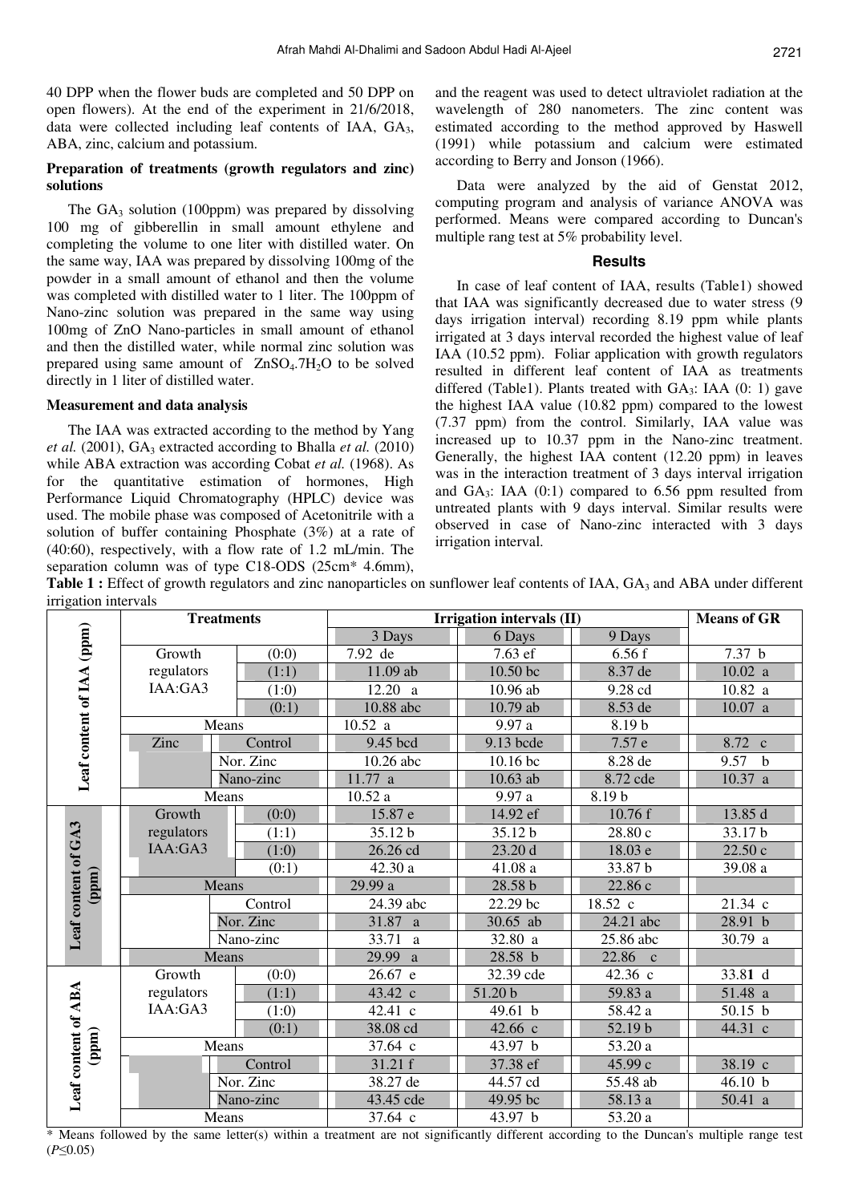40 DPP when the flower buds are completed and 50 DPP on open flowers). At the end of the experiment in 21/6/2018, data were collected including leaf contents of IAA, $GA_3$, ABA, zinc, calcium and potassium.

**Preparation of treatments (growth regulators and zinc) solutions**

The $GA_3$ solution (100ppm) was prepared by dissolving 100 mg of gibberellin in small amount ethylene and completing the volume to one liter with distilled water. On the same way, IAA was prepared by dissolving 100mg of the powder in a small amount of ethanol and then the volume was completed with distilled water to 1 liter. The 100ppm of Nano-zinc solution was prepared in the same way using 100mg of ZnO Nano-particles in small amount of ethanol and then the distilled water, while normal zinc solution was prepared using same amount of $ZnSO_4.7H_2O$ to be solved directly in 1 liter of distilled water.

**Measurement and data analysis**

The IAA was extracted according to the method by Yang *et al.* (2001), $GA_3$ extracted according to Bhalla *et al.* (2010) while ABA extraction was according Cobat *et al.* (1968). As for the quantitative estimation of hormones, High Performance Liquid Chromatography (HPLC) device was used. The mobile phase was composed of Acetonitrile with a solution of buffer containing Phosphate (3%) at a rate of (40:60), respectively, with a flow rate of 1.2 mL/min. The separation column was of type C18-ODS (25cm* 4.6mm), and the reagent was used to detect ultraviolet radiation at the wavelength of 280 nanometers. The zinc content was estimated according to the method approved by Haswell (1991) while potassium and calcium were estimated according to Berry and Jonson (1966).

Data were analyzed by the aid of Genstat 2012, computing program and analysis of variance ANOVA was performed. Means were compared according to Duncan's multiple rang test at 5% probability level.

## Results

In case of leaf content of IAA, results (Table1) showed that IAA was significantly decreased due to water stress (9 days irrigation interval) recording 8.19 ppm while plants irrigated at 3 days interval recorded the highest value of leaf IAA (10.52 ppm). Foliar application with growth regulators resulted in different leaf content of IAA as treatments differed (Table1). Plants treated with $GA_3$: IAA (0: 1) gave the highest IAA value (10.82 ppm) compared to the lowest (7.37 ppm) from the control. Similarly, IAA value was increased up to 10.37 ppm in the Nano-zinc treatment. Generally, the highest IAA content (12.20 ppm) in leaves was in the interaction treatment of 3 days interval irrigation and $GA_3$: IAA (0:1) compared to 6.56 ppm resulted from untreated plants with 9 days interval. Similar results were observed in case of Nano-zinc interacted with 3 days irrigation interval.

**Table 1 :** Effect of growth regulators and zinc nanoparticles on sunflower leaf contents of IAA, $GA_3$ and ABA under different irrigation intervals

| | Treatments | | Irrigation intervals (II) | | | Means of GR |
|---|---|---|---|---|---|---|
| | | | 3 Days | 6 Days | 9 Days | |
| Leaf content of IAA (ppm) | Growth regulators IAA:GA3 | (0:0) | 7.92 de | 7.63 ef | 6.56 f | 7.37 b |
| | | (1:1) | 11.09 ab | 10.50 bc | 8.37 de | 10.02 a |
| | | (1:0) | 12.20 a | 10.96 ab | 9.28 cd | 10.82 a |
| | | (0:1) | 10.88 abc | 10.79 ab | 8.53 de | 10.07 a |
| | Means | | 10.52 a | 9.97 a | 8.19 b | |
| | Zinc | Control | 9.45 bcd | 9.13 bcde | 7.57 e | 8.72 c |
| | | Nor. Zinc | 10.26 abc | 10.16 bc | 8.28 de | 9.57 b |
| | | Nano-zinc | 11.77 a | 10.63 ab | 8.72 cde | 10.37 a |
| | Means | | 10.52 a | 9.97 a | 8.19 b | |
| Leaf content of GA3 (ppm) | Growth regulators IAA:GA3 | (0:0) | 15.87 e | 14.92 ef | 10.76 f | 13.85 d |
| | | (1:1) | 35.12 b | 35.12 b | 28.80 c | 33.17 b |
| | | (1:0) | 26.26 cd | 23.20 d | 18.03 e | 22.50 c |
| | | (0:1) | 42.30 a | 41.08 a | 33.87 b | 39.08 a |
| | Means | | 29.99 a | 28.58 b | 22.86 c | |
| | | Control | 24.39 abc | 22.29 bc | 18.52 c | 21.34 c |
| | | Nor. Zinc | 31.87 a | 30.65 ab | 24.21 abc | 28.91 b |
| | | Nano-zinc | 33.71 a | 32.80 a | 25.86 abc | 30.79 a |
| | Means | | 29.99 a | 28.58 b | 22.86 c | |
| Leaf content of ABA (ppm) | Growth regulators IAA:GA3 | (0:0) | 26.67 e | 32.39 cde | 42.36 c | 33.81 d |
| | | (1:1) | 43.42 c | 51.20 b | 59.83 a | 51.48 a |
| | | (1:0) | 42.41 c | 49.61 b | 58.42 a | 50.15 b |
| | | (0:1) | 38.08 cd | 42.66 c | 52.19 b | 44.31 c |
| | Means | | 37.64 c | 43.97 b | 53.20 a | |
| | | Control | 31.21 f | 37.38 ef | 45.99 c | 38.19 c |
| | | Nor. Zinc | 38.27 de | 44.57 cd | 55.48 ab | 46.10 b |
| | | Nano-zinc | 43.45 cde | 49.95 bc | 58.13 a | 50.41 a |
| | Means | | 37.64 c | 43.97 b | 53.20 a | |

\* Means followed by the same letter(s) within a treatment are not significantly different according to the Duncan's multiple range test ($P \leq 0.05$)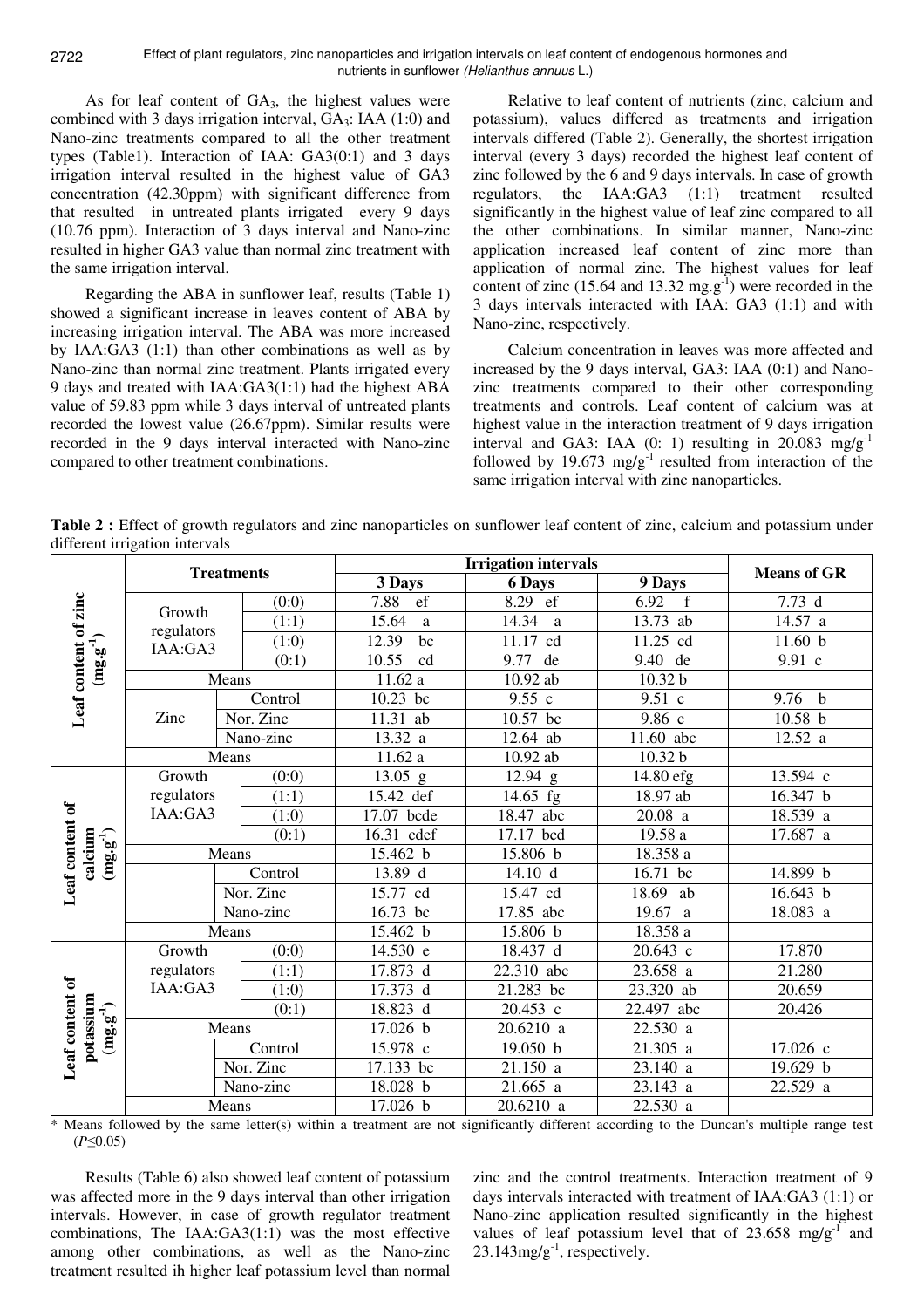As for leaf content of $GA_3$, the highest values were combined with 3 days irrigation interval, $GA_3$: IAA (1:0) and Nano-zinc treatments compared to all the other treatment types (Table1). Interaction of IAA: GA3(0:1) and 3 days irrigation interval resulted in the highest value of GA3 concentration (42.30ppm) with significant difference from that resulted in untreated plants irrigated every 9 days (10.76 ppm). Interaction of 3 days interval and Nano-zinc resulted in higher GA3 value than normal zinc treatment with the same irrigation interval.

Regarding the ABA in sunflower leaf, results (Table 1) showed a significant increase in leaves content of ABA by increasing irrigation interval. The ABA was more increased by IAA:GA3 (1:1) than other combinations as well as by Nano-zinc than normal zinc treatment. Plants irrigated every 9 days and treated with IAA:GA3(1:1) had the highest ABA value of 59.83 ppm while 3 days interval of untreated plants recorded the lowest value (26.67ppm). Similar results were recorded in the 9 days interval interacted with Nano-zinc compared to other treatment combinations.

Relative to leaf content of nutrients (zinc, calcium and potassium), values differed as treatments and irrigation intervals differed (Table 2). Generally, the shortest irrigation interval (every 3 days) recorded the highest leaf content of zinc followed by the 6 and 9 days intervals. In case of growth regulators, the IAA:GA3 (1:1) treatment resulted significantly in the highest value of leaf zinc compared to all the other combinations. In similar manner, Nano-zinc application increased leaf content of zinc more than application of normal zinc. The highest values for leaf content of zinc (15.64 and 13.32 $mg.g^{-1}$) were recorded in the 3 days intervals interacted with IAA: GA3 (1:1) and with Nano-zinc, respectively.

Calcium concentration in leaves was more affected and increased by the 9 days interval, GA3: IAA (0:1) and Nano-zinc treatments compared to their other corresponding treatments and controls. Leaf content of calcium was at highest value in the interaction treatment of 9 days irrigation interval and GA3: IAA (0: 1) resulting in 20.083 $mg/g^{-1}$ followed by 19.673 $mg/g^{-1}$ resulted from interaction of the same irrigation interval with zinc nanoparticles.

**Table 2 :** Effect of growth regulators and zinc nanoparticles on sunflower leaf content of zinc, calcium and potassium under different irrigation intervals

| | Treatments | | Irrigation intervals 3 Days | 6 Days | 9 Days | Means of GR |
|---|---|---|---|---|---|---|
| Leaf content of zinc ($mg.g^{-1}$) | Growth regulators IAA:GA3 | (0:0) | 7.88 ef | 8.29 ef | 6.92 f | 7.73 d |
| | | (1:1) | 15.64 a | 14.34 a | 13.73 ab | 14.57 a |
| | | (1:0) | 12.39 bc | 11.17 cd | 11.25 cd | 11.60 b |
| | | (0:1) | 10.55 cd | 9.77 de | 9.40 de | 9.91 c |
| | Means | | 11.62 a | 10.92 ab | 10.32 b | |
| | Zinc | Control | 10.23 bc | 9.55 c | 9.51 c | 9.76 b |
| | | Nor. Zinc | 11.31 ab | 10.57 bc | 9.86 c | 10.58 b |
| | | Nano-zinc | 13.32 a | 12.64 ab | 11.60 abc | 12.52 a |
| | Means | | 11.62 a | 10.92 ab | 10.32 b | |
| Leaf content of calcium ($mg.g^{-1}$) | Growth regulators IAA:GA3 | (0:0) | 13.05 g | 12.94 g | 14.80 efg | 13.594 c |
| | | (1:1) | 15.42 def | 14.65 fg | 18.97 ab | 16.347 b |
| | | (1:0) | 17.07 bcde | 18.47 abc | 20.08 a | 18.539 a |
| | | (0:1) | 16.31 cdef | 17.17 bcd | 19.58 a | 17.687 a |
| | Means | | 15.462 b | 15.806 b | 18.358 a | |
| | | Control | 13.89 d | 14.10 d | 16.71 bc | 14.899 b |
| | | Nor. Zinc | 15.77 cd | 15.47 cd | 18.69 ab | 16.643 b |
| | | Nano-zinc | 16.73 bc | 17.85 abc | 19.67 a | 18.083 a |
| | Means | | 15.462 b | 15.806 b | 18.358 a | |
| Leaf content of potassium ($mg.g^{-1}$) | Growth regulators IAA:GA3 | (0:0) | 14.530 e | 18.437 d | 20.643 c | 17.870 |
| | | (1:1) | 17.873 d | 22.310 abc | 23.658 a | 21.280 |
| | | (1:0) | 17.373 d | 21.283 bc | 23.320 ab | 20.659 |
| | | (0:1) | 18.823 d | 20.453 c | 22.497 abc | 20.426 |
| | Means | | 17.026 b | 20.6210 a | 22.530 a | |
| | | Control | 15.978 c | 19.050 b | 21.305 a | 17.026 c |
| | | Nor. Zinc | 17.133 bc | 21.150 a | 23.140 a | 19.629 b |
| | | Nano-zinc | 18.028 b | 21.665 a | 23.143 a | 22.529 a |
| | Means | | 17.026 b | 20.6210 a | 22.530 a | |

\* Means followed by the same letter(s) within a treatment are not significantly different according to the Duncan's multiple range test ($P \leq 0.05$)

Results (Table 6) also showed leaf content of potassium was affected more in the 9 days interval than other irrigation intervals. However, in case of growth regulator treatment combinations, The IAA:GA3(1:1) was the most effective among other combinations, as well as the Nano-zinc treatment resulted ih higher leaf potassium level than normal zinc and the control treatments. Interaction treatment of 9 days intervals interacted with treatment of IAA:GA3 (1:1) or Nano-zinc application resulted significantly in the highest values of leaf potassium level that of 23.658 $mg/g^{-1}$ and 23.143$mg/g^{-1}$, respectively.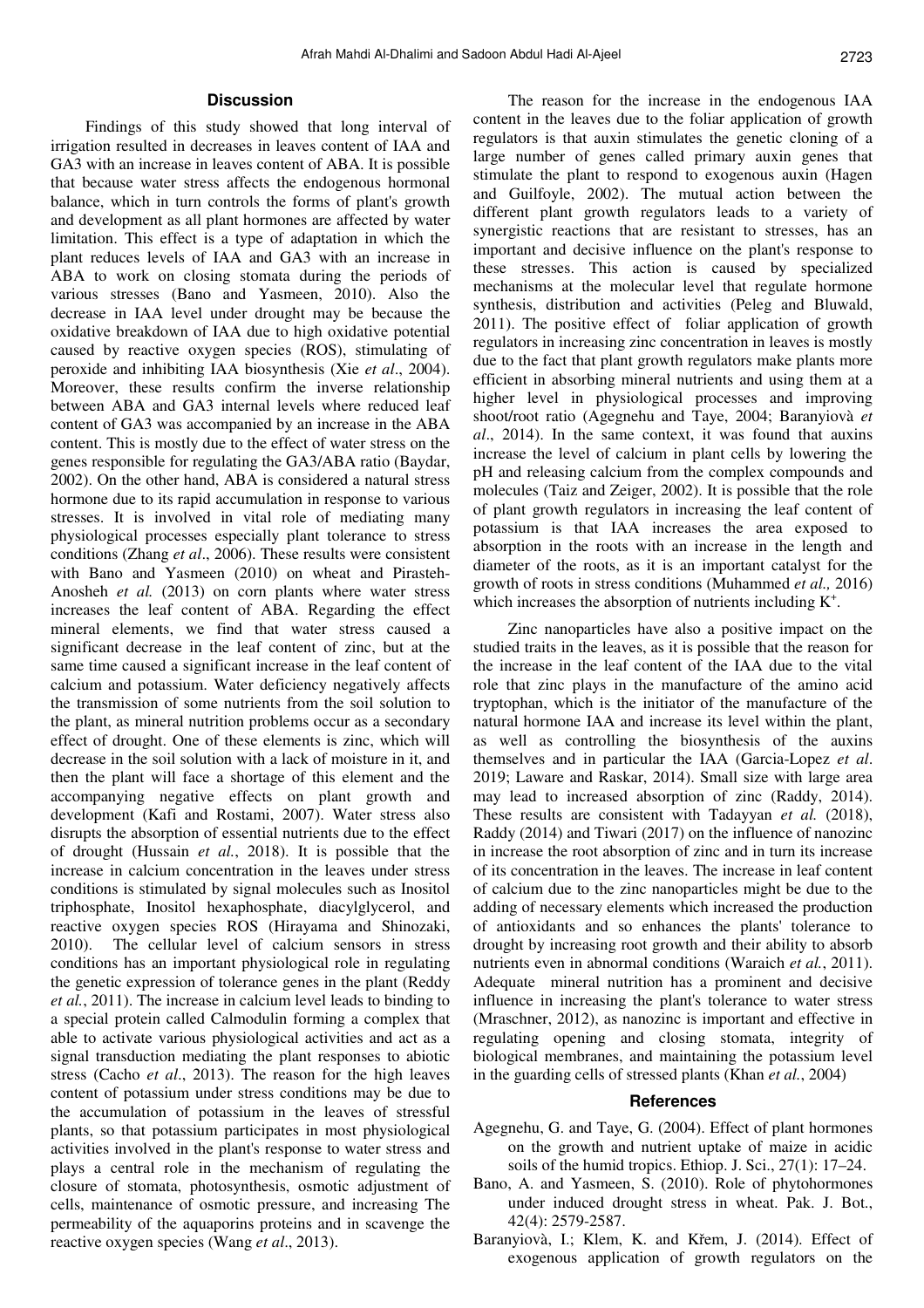## Discussion

Findings of this study showed that long interval of irrigation resulted in decreases in leaves content of IAA and GA3 with an increase in leaves content of ABA. It is possible that because water stress affects the endogenous hormonal balance, which in turn controls the forms of plant's growth and development as all plant hormones are affected by water limitation. This effect is a type of adaptation in which the plant reduces levels of IAA and GA3 with an increase in ABA to work on closing stomata during the periods of various stresses (Bano and Yasmeen, 2010). Also the decrease in IAA level under drought may be because the oxidative breakdown of IAA due to high oxidative potential caused by reactive oxygen species (ROS), stimulating of peroxide and inhibiting IAA biosynthesis (Xie *et al*., 2004). Moreover, these results confirm the inverse relationship between ABA and GA3 internal levels where reduced leaf content of GA3 was accompanied by an increase in the ABA content. This is mostly due to the effect of water stress on the genes responsible for regulating the GA3/ABA ratio (Baydar, 2002). On the other hand, ABA is considered a natural stress hormone due to its rapid accumulation in response to various stresses. It is involved in vital role of mediating many physiological processes especially plant tolerance to stress conditions (Zhang *et al*., 2006). These results were consistent with Bano and Yasmeen (2010) on wheat and Pirasteh-Anosheh *et al.* (2013) on corn plants where water stress increases the leaf content of ABA. Regarding the effect mineral elements, we find that water stress caused a significant decrease in the leaf content of zinc, but at the same time caused a significant increase in the leaf content of calcium and potassium. Water deficiency negatively affects the transmission of some nutrients from the soil solution to the plant, as mineral nutrition problems occur as a secondary effect of drought. One of these elements is zinc, which will decrease in the soil solution with a lack of moisture in it, and then the plant will face a shortage of this element and the accompanying negative effects on plant growth and development (Kafi and Rostami, 2007). Water stress also disrupts the absorption of essential nutrients due to the effect of drought (Hussain *et al.*, 2018). It is possible that the increase in calcium concentration in the leaves under stress conditions is stimulated by signal molecules such as Inositol triphosphate, Inositol hexaphosphate, diacylglycerol, and reactive oxygen species ROS (Hirayama and Shinozaki, 2010). The cellular level of calcium sensors in stress conditions has an important physiological role in regulating the genetic expression of tolerance genes in the plant (Reddy *et al.*, 2011). The increase in calcium level leads to binding to a special protein called Calmodulin forming a complex that able to activate various physiological activities and act as a signal transduction mediating the plant responses to abiotic stress (Cacho *et al*., 2013). The reason for the high leaves content of potassium under stress conditions may be due to the accumulation of potassium in the leaves of stressful plants, so that potassium participates in most physiological activities involved in the plant's response to water stress and plays a central role in the mechanism of regulating the closure of stomata, photosynthesis, osmotic adjustment of cells, maintenance of osmotic pressure, and increasing The permeability of the aquaporins proteins and in scavenge the reactive oxygen species (Wang *et al*., 2013).

The reason for the increase in the endogenous IAA content in the leaves due to the foliar application of growth regulators is that auxin stimulates the genetic cloning of a large number of genes called primary auxin genes that stimulate the plant to respond to exogenous auxin (Hagen and Guilfoyle, 2002). The mutual action between the different plant growth regulators leads to a variety of synergistic reactions that are resistant to stresses, has an important and decisive influence on the plant's response to these stresses. This action is caused by specialized mechanisms at the molecular level that regulate hormone synthesis, distribution and activities (Peleg and Bluwald, 2011). The positive effect of foliar application of growth regulators in increasing zinc concentration in leaves is mostly due to the fact that plant growth regulators make plants more efficient in absorbing mineral nutrients and using them at a higher level in physiological processes and improving shoot/root ratio (Agegnehu and Taye, 2004; Baranyiovà *et al*., 2014). In the same context, it was found that auxins increase the level of calcium in plant cells by lowering the pH and releasing calcium from the complex compounds and molecules (Taiz and Zeiger, 2002). It is possible that the role of plant growth regulators in increasing the leaf content of potassium is that IAA increases the area exposed to absorption in the roots with an increase in the length and diameter of the roots, as it is an important catalyst for the growth of roots in stress conditions (Muhammed *et al.,* 2016) which increases the absorption of nutrients including $K^+$.

Zinc nanoparticles have also a positive impact on the studied traits in the leaves, as it is possible that the reason for the increase in the leaf content of the IAA due to the vital role that zinc plays in the manufacture of the amino acid tryptophan, which is the initiator of the manufacture of the natural hormone IAA and increase its level within the plant, as well as controlling the biosynthesis of the auxins themselves and in particular the IAA (Garcia-Lopez *et al*. 2019; Laware and Raskar, 2014). Small size with large area may lead to increased absorption of zinc (Raddy, 2014). These results are consistent with Tadayyan *et al.* (2018), Raddy (2014) and Tiwari (2017) on the influence of nanozinc in increase the root absorption of zinc and in turn its increase of its concentration in the leaves. The increase in leaf content of calcium due to the zinc nanoparticles might be due to the adding of necessary elements which increased the production of antioxidants and so enhances the plants' tolerance to drought by increasing root growth and their ability to absorb nutrients even in abnormal conditions (Waraich *et al.*, 2011). Adequate mineral nutrition has a prominent and decisive influence in increasing the plant's tolerance to water stress (Mraschner, 2012), as nanozinc is important and effective in regulating opening and closing stomata, integrity of biological membranes, and maintaining the potassium level in the guarding cells of stressed plants (Khan *et al.*, 2004)

## References

Agegnehu, G. and Taye, G. (2004). Effect of plant hormones on the growth and nutrient uptake of maize in acidic soils of the humid tropics. Ethiop. J. Sci., 27(1): 17–24.

Bano, A. and Yasmeen, S. (2010). Role of phytohormones under induced drought stress in wheat. Pak. J. Bot., 42(4): 2579-2587.

Baranyiovà, I.; Klem, K. and Křem, J. (2014). Effect of exogenous application of growth regulators on the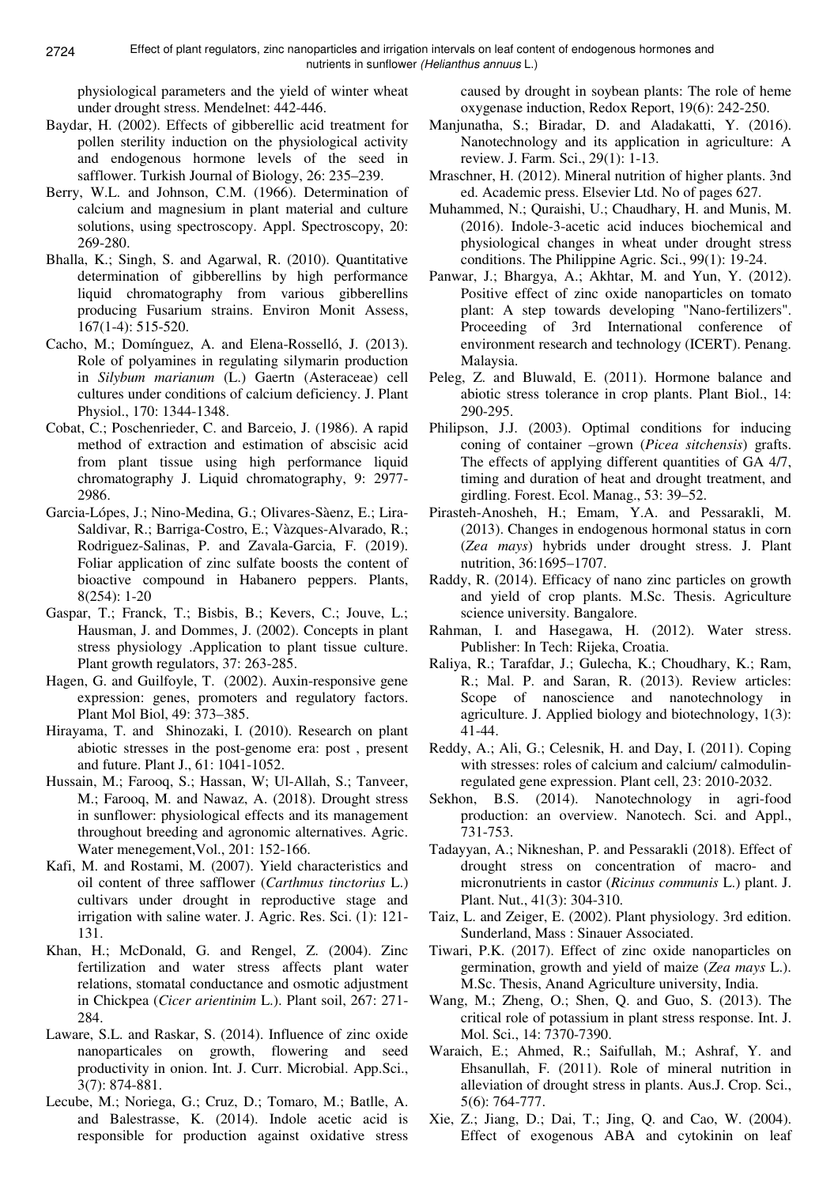physiological parameters and the yield of winter wheat under drought stress. Mendelnet: 442-446.

Baydar, H. (2002). Effects of gibberellic acid treatment for pollen sterility induction on the physiological activity and endogenous hormone levels of the seed in safflower. Turkish Journal of Biology, 26: 235–239.

Berry, W.L. and Johnson, C.M. (1966). Determination of calcium and magnesium in plant material and culture solutions, using spectroscopy. Appl. Spectroscopy, 20: 269-280.

Bhalla, K.; Singh, S. and Agarwal, R. (2010). Quantitative determination of gibberellins by high performance liquid chromatography from various gibberellins producing Fusarium strains. Environ Monit Assess, 167(1-4): 515-520.

Cacho, M.; Domínguez, A. and Elena-Rosselló, J. (2013). Role of polyamines in regulating silymarin production in *Silybum marianum* (L.) Gaertn (Asteraceae) cell cultures under conditions of calcium deficiency. J. Plant Physiol., 170: 1344-1348.

Cobat, C.; Poschenrieder, C. and Barceio, J. (1986). A rapid method of extraction and estimation of abscisic acid from plant tissue using high performance liquid chromatography J. Liquid chromatography, 9: 2977-2986.

Garcia-Lópes, J.; Nino-Medina, G.; Olivares-Sàenz, E.; Lira-Saldivar, R.; Barriga-Costro, E.; Vàzques-Alvarado, R.; Rodriguez-Salinas, P. and Zavala-Garcia, F. (2019). Foliar application of zinc sulfate boosts the content of bioactive compound in Habanero peppers. Plants, 8(254): 1-20

Gaspar, T.; Franck, T.; Bisbis, B.; Kevers, C.; Jouve, L.; Hausman, J. and Dommes, J. (2002). Concepts in plant stress physiology .Application to plant tissue culture. Plant growth regulators, 37: 263-285.

Hagen, G. and Guilfoyle, T. (2002). Auxin-responsive gene expression: genes, promoters and regulatory factors. Plant Mol Biol, 49: 373–385.

Hirayama, T. and Shinozaki, I. (2010). Research on plant abiotic stresses in the post-genome era: post , present and future. Plant J., 61: 1041-1052.

Hussain, M.; Farooq, S.; Hassan, W; Ul-Allah, S.; Tanveer, M.; Farooq, M. and Nawaz, A. (2018). Drought stress in sunflower: physiological effects and its management throughout breeding and agronomic alternatives. Agric. Water menegement,Vol., 201: 152-166.

Kafi, M. and Rostami, M. (2007). Yield characteristics and oil content of three safflower (*Carthmus tinctorius* L.) cultivars under drought in reproductive stage and irrigation with saline water. J. Agric. Res. Sci. (1): 121-131.

Khan, H.; McDonald, G. and Rengel, Z. (2004). Zinc fertilization and water stress affects plant water relations, stomatal conductance and osmotic adjustment in Chickpea (*Cicer arientinim* L.). Plant soil, 267: 271-284.

Laware, S.L. and Raskar, S. (2014). Influence of zinc oxide nanoparticales on growth, flowering and seed productivity in onion. Int. J. Curr. Microbial. App.Sci., 3(7): 874-881.

Lecube, M.; Noriega, G.; Cruz, D.; Tomaro, M.; Batlle, A. and Balestrasse, K. (2014). Indole acetic acid is responsible for production against oxidative stress caused by drought in soybean plants: The role of heme oxygenase induction, Redox Report, 19(6): 242-250.

Manjunatha, S.; Biradar, D. and Aladakatti, Y. (2016). Nanotechnology and its application in agriculture: A review. J. Farm. Sci., 29(1): 1-13.

Mraschner, H. (2012). Mineral nutrition of higher plants. 3nd ed. Academic press. Elsevier Ltd. No of pages 627.

Muhammed, N.; Quraishi, U.; Chaudhary, H. and Munis, M. (2016). Indole-3-acetic acid induces biochemical and physiological changes in wheat under drought stress conditions. The Philippine Agric. Sci., 99(1): 19-24.

Panwar, J.; Bhargya, A.; Akhtar, M. and Yun, Y. (2012). Positive effect of zinc oxide nanoparticles on tomato plant: A step towards developing "Nano-fertilizers". Proceeding of 3rd International conference of environment research and technology (ICERT). Penang. Malaysia.

Peleg, Z. and Bluwald, E. (2011). Hormone balance and abiotic stress tolerance in crop plants. Plant Biol., 14: 290-295.

Philipson, J.J. (2003). Optimal conditions for inducing coning of container –grown (*Picea sitchensis*) grafts. The effects of applying different quantities of GA 4/7, timing and duration of heat and drought treatment, and girdling. Forest. Ecol. Manag., 53: 39–52.

Pirasteh-Anosheh, H.; Emam, Y.A. and Pessarakli, M. (2013). Changes in endogenous hormonal status in corn (*Zea mays*) hybrids under drought stress. J. Plant nutrition, 36:1695–1707.

Raddy, R. (2014). Efficacy of nano zinc particles on growth and yield of crop plants. M.Sc. Thesis. Agriculture science university. Bangalore.

Rahman, I. and Hasegawa, H. (2012). Water stress. Publisher: In Tech: Rijeka, Croatia.

Raliya, R.; Tarafdar, J.; Gulecha, K.; Choudhary, K.; Ram, R.; Mal. P. and Saran, R. (2013). Review articles: Scope of nanoscience and nanotechnology in agriculture. J. Applied biology and biotechnology, 1(3): 41-44.

Reddy, A.; Ali, G.; Celesnik, H. and Day, I. (2011). Coping with stresses: roles of calcium and calcium/ calmodulin-regulated gene expression. Plant cell, 23: 2010-2032.

Sekhon, B.S. (2014). Nanotechnology in agri-food production: an overview. Nanotech. Sci. and Appl., 731-753.

Tadayyan, A.; Nikneshan, P. and Pessarakli (2018). Effect of drought stress on concentration of macro- and micronutrients in castor (*Ricinus communis* L.) plant. J. Plant. Nut., 41(3): 304-310.

Taiz, L. and Zeiger, E. (2002). Plant physiology. 3rd edition. Sunderland, Mass : Sinauer Associated.

Tiwari, P.K. (2017). Effect of zinc oxide nanoparticles on germination, growth and yield of maize (*Zea mays* L.). M.Sc. Thesis, Anand Agriculture university, India.

Wang, M.; Zheng, O.; Shen, Q. and Guo, S. (2013). The critical role of potassium in plant stress response. Int. J. Mol. Sci., 14: 7370-7390.

Waraich, E.; Ahmed, R.; Saifullah, M.; Ashraf, Y. and Ehsanullah, F. (2011). Role of mineral nutrition in alleviation of drought stress in plants. Aus.J. Crop. Sci., 5(6): 764-777.

Xie, Z.; Jiang, D.; Dai, T.; Jing, Q. and Cao, W. (2004). Effect of exogenous ABA and cytokinin on leaf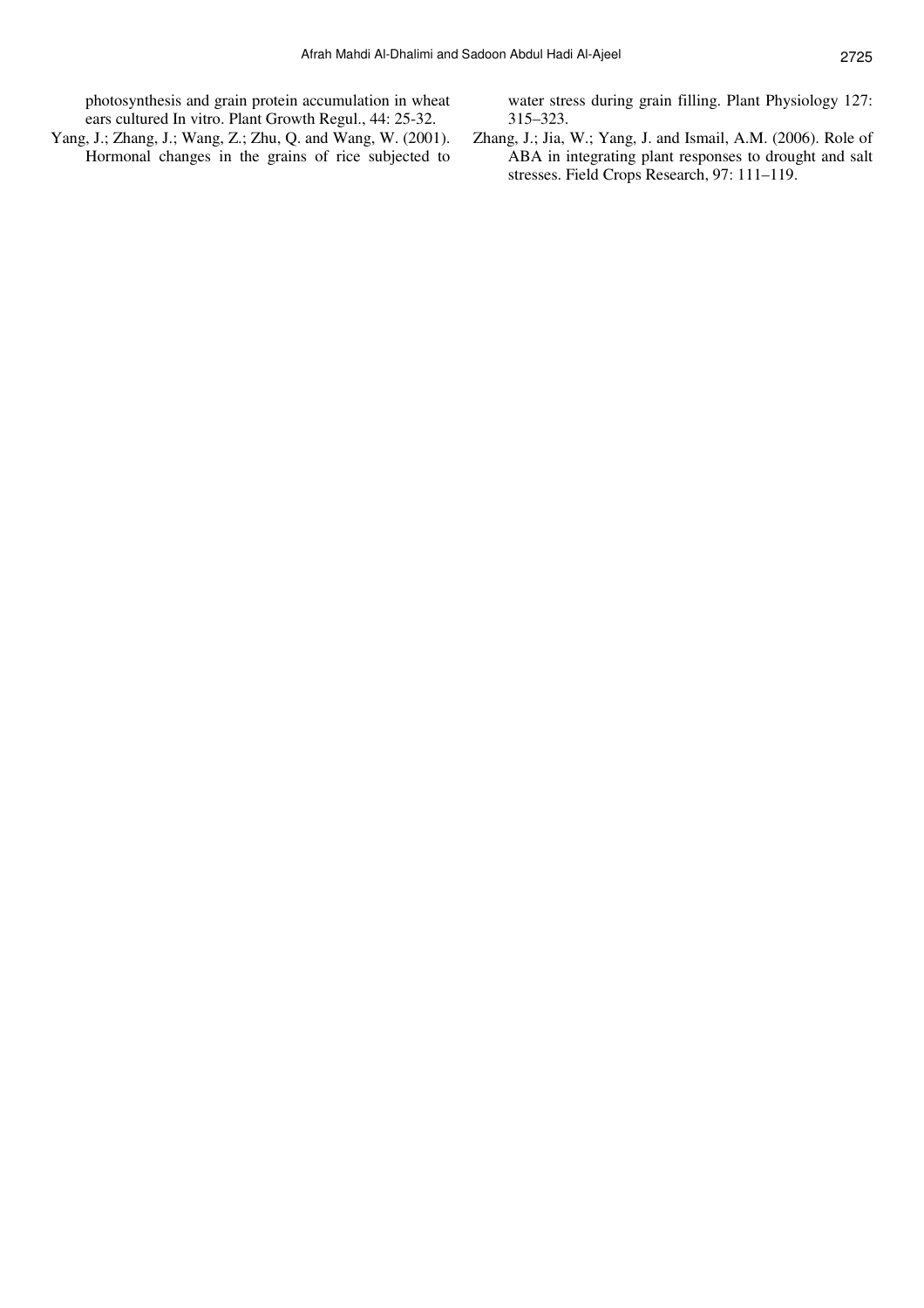photosynthesis and grain protein accumulation in wheat ears cultured In vitro. Plant Growth Regul., 44: 25-32.

Yang, J.; Zhang, J.; Wang, Z.; Zhu, Q. and Wang, W. (2001). Hormonal changes in the grains of rice subjected to water stress during grain filling. Plant Physiology 127: 315–323.

Zhang, J.; Jia, W.; Yang, J. and Ismail, A.M. (2006). Role of ABA in integrating plant responses to drought and salt stresses. Field Crops Research, 97: 111–119.